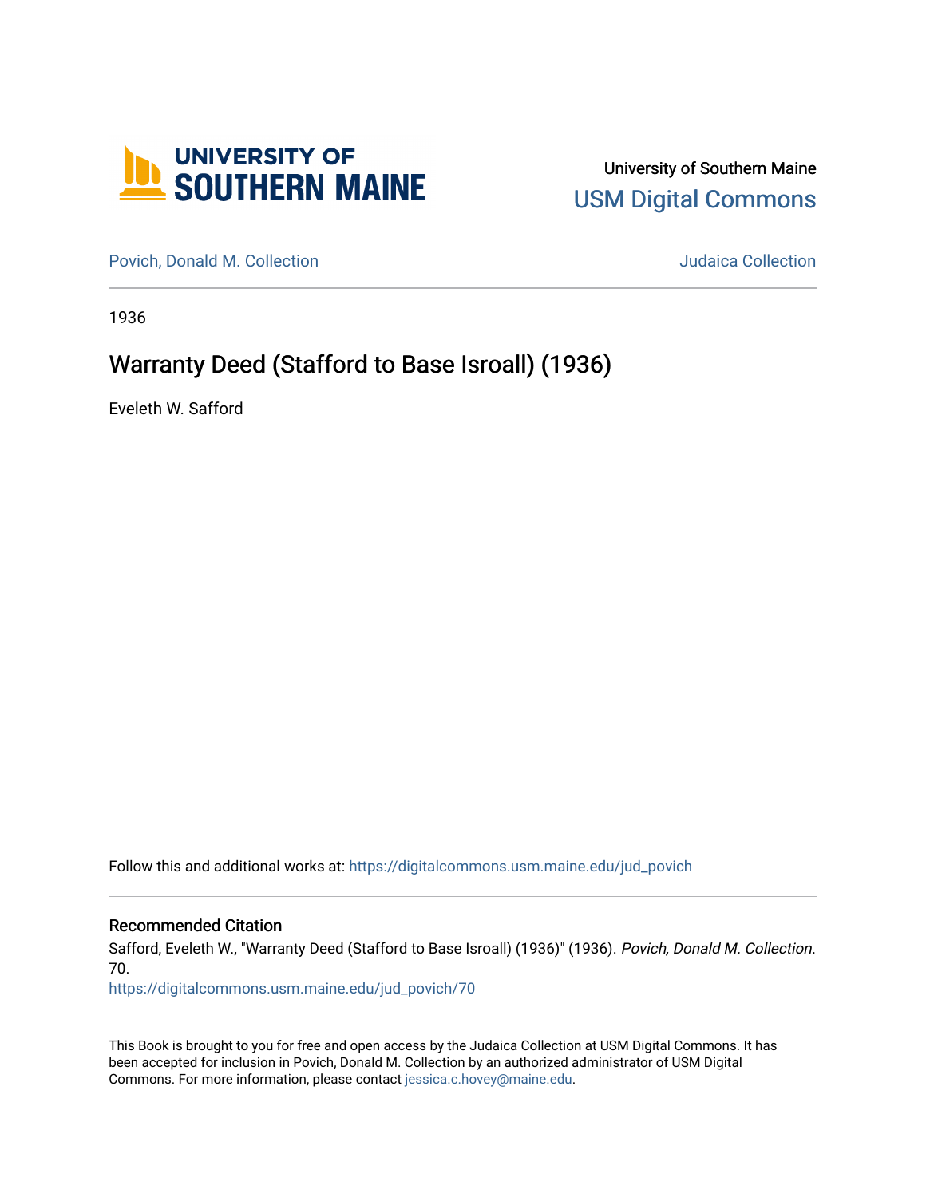University of Southern Maine

USM Digital Commons

Povich, Donald M. Collection

Judaica Collection

1936

# Warranty Deed (Stafford to Base Isroall) (1936)

Eveleth W. Safford

Follow this and additional works at: https://digitalcommons.usm.maine.edu/jud_povich

## Recommended Citation

Safford, Eveleth W., "Warranty Deed (Stafford to Base Isroall) (1936)" (1936). *Povich, Donald M. Collection*. 70.
https://digitalcommons.usm.maine.edu/jud_povich/70

This Book is brought to you for free and open access by the Judaica Collection at USM Digital Commons. It has been accepted for inclusion in Povich, Donald M. Collection by an authorized administrator of USM Digital Commons. For more information, please contact jessica.c.hovey@maine.edu.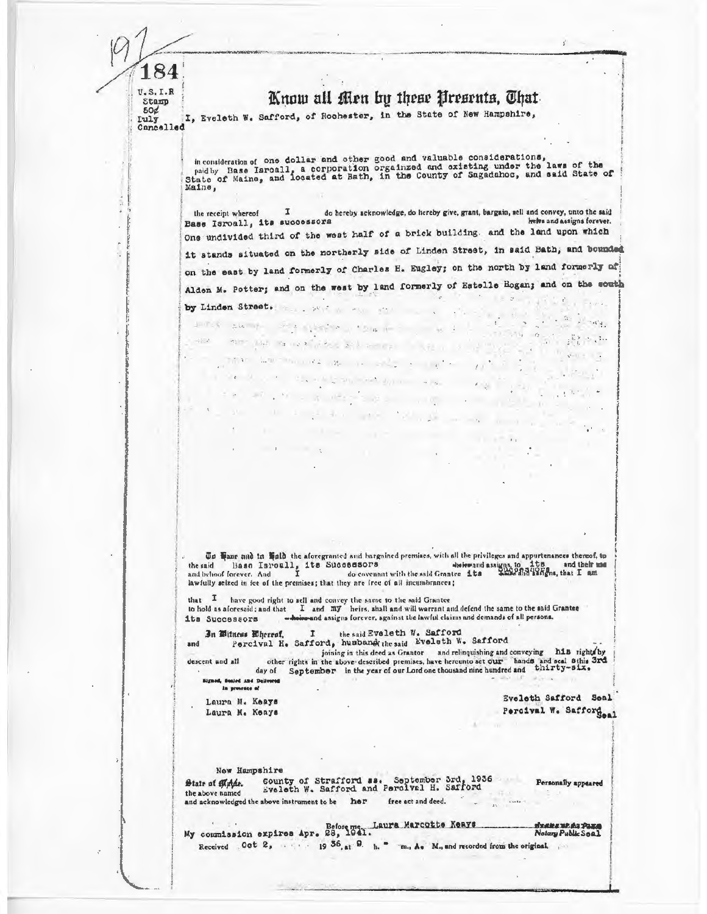197

184

U.S.I.R
Stamp
50¢
Duly
Cancelled

# Know all Men by these Presents, That

I, Eveleth W. Safford, of Rochester, in the State of New Hampshire,

in consideration of one dollar and other good and valuable considerations, paid by Bass Isroall, a corporation orgainzed and existing under the laws of the State of Maine, and located at Bath, in the County of Sagadahoc, and said State of Maine,

the receipt whereof I do hereby acknowledge, do hereby give, grant, bargain, sell and convey, unto the said Bass Isroall, its successors ~~heirs~~ and assigns forever.

One undivided third of the west half of a brick building. and the land upon which it stands situated on the northerly side of Linden Street, in said Bath, and bounded on the east by land formerly of Charles E. Eugley; on the north by land formerly of Alden M. Potter; and on the west by land formerly of Estelle Hogan; and on the south by Linden Street.

To Have and to Hold the aforegranted and bargained premises, with all the privileges and appurtenances thereof, to the said Bass Isroall, its Successors ~~heirs~~ and assigns, to its and their use and behoof forever. And I do covenant with the said Grantee its Successors and assigns, that I am lawfully seized in fee of the premises; that they are free of all incumbrances;

that I have good right to sell and convey the same to the said Grantee to hold as aforesaid; and that I and my heirs, shall and will warrant and defend the same to the said Grantee its Successors ~~heirs~~ and assigns forever, against the lawful claims and demands of all persons.

In Witness Whereof, I the said Eveleth W. Safford and Percival H. Safford, husband of the said Eveleth W. Safford joining in this deed as Grantor and relinquishing and conveying his right by descent and all other rights in the above described premises, have hereunto set our hands and seal this 3rd day of September in the year of our Lord one thousand nine hundred and thirty-six.

Signed, Sealed and Delivered in presence of

Laura M. Keays
Laura M. Keays

Eveleth Safford Seal
Percival W. Safford Seal

New Hampshire
State of ~~Maine~~. County of Strafford ss. September 3rd, 1936 Personally appeared the above named Eveleth W. Safford and Percival H. Safford and acknowledged the above instrument to be her free act and deed.

Before me, Laura Marcotte Keays
Notary Public Seal

My commission expires Apr. 28, 1941.

Received Oct 2, 19 36, at 9 h. m., A. M., and recorded from the original.